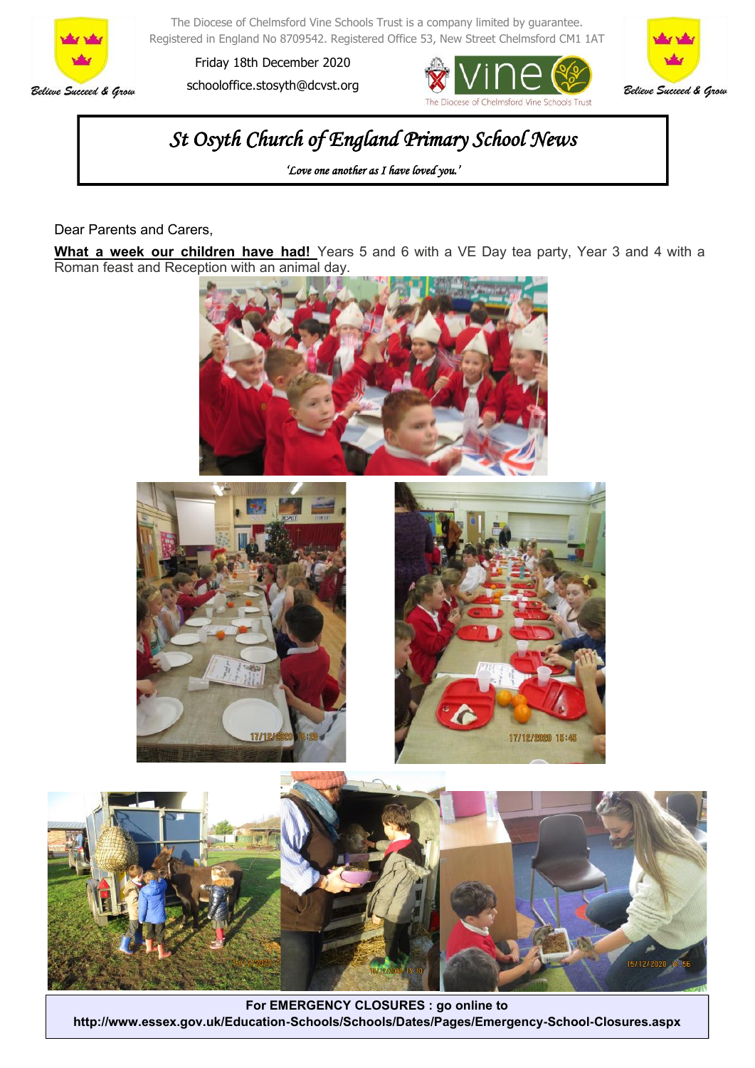The Diocese of Chelmsford Vine Schools Trust is a company limited by guarantee.
Registered in England No 8709542. Registered Office 53, New Street Chelmsford CM1 1AT

Friday 18th December 2020

schooloffice.stosyth@dcvst.org

Believe Succeed & Grow

# St Osyth Church of England Primary School News

*'Love one another as I have loved you.'*

Dear Parents and Carers,

**What a week our children have had!** Years 5 and 6 with a VE Day tea party, Year 3 and 4 with a Roman feast and Reception with an animal day.

**For EMERGENCY CLOSURES : go online to**
**http://www.essex.gov.uk/Education-Schools/Schools/Dates/Pages/Emergency-School-Closures.aspx**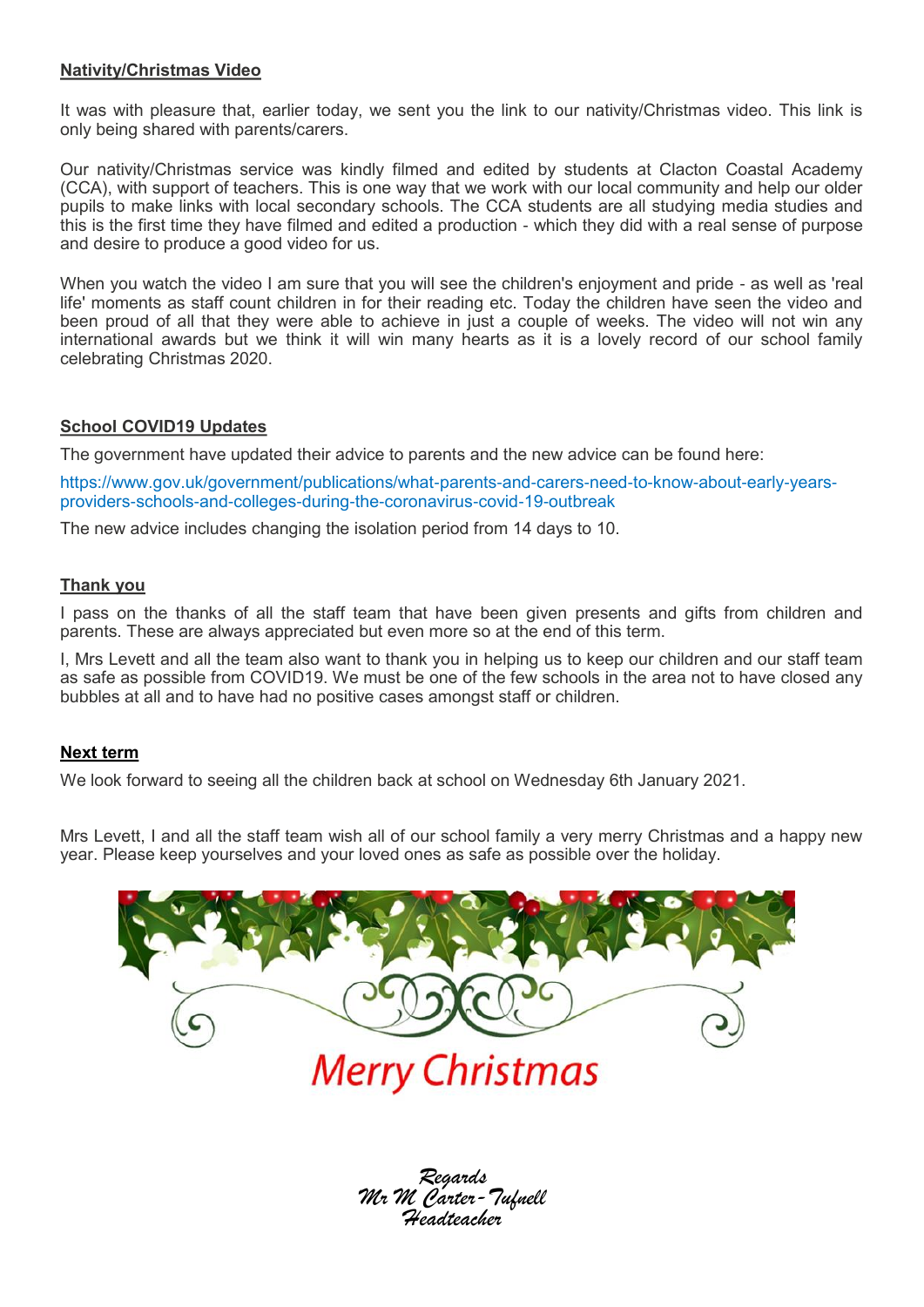## Nativity/Christmas Video

It was with pleasure that, earlier today, we sent you the link to our nativity/Christmas video. This link is only being shared with parents/carers.

Our nativity/Christmas service was kindly filmed and edited by students at Clacton Coastal Academy (CCA), with support of teachers. This is one way that we work with our local community and help our older pupils to make links with local secondary schools. The CCA students are all studying media studies and this is the first time they have filmed and edited a production - which they did with a real sense of purpose and desire to produce a good video for us.

When you watch the video I am sure that you will see the children's enjoyment and pride - as well as 'real life' moments as staff count children in for their reading etc. Today the children have seen the video and been proud of all that they were able to achieve in just a couple of weeks. The video will not win any international awards but we think it will win many hearts as it is a lovely record of our school family celebrating Christmas 2020.

## School COVID19 Updates

The government have updated their advice to parents and the new advice can be found here:

https://www.gov.uk/government/publications/what-parents-and-carers-need-to-know-about-early-years-providers-schools-and-colleges-during-the-coronavirus-covid-19-outbreak

The new advice includes changing the isolation period from 14 days to 10.

## Thank you

I pass on the thanks of all the staff team that have been given presents and gifts from children and parents. These are always appreciated but even more so at the end of this term.

I, Mrs Levett and all the team also want to thank you in helping us to keep our children and our staff team as safe as possible from COVID19. We must be one of the few schools in the area not to have closed any bubbles at all and to have had no positive cases amongst staff or children.

## Next term

We look forward to seeing all the children back at school on Wednesday 6th January 2021.

Mrs Levett, I and all the staff team wish all of our school family a very merry Christmas and a happy new year. Please keep yourselves and your loved ones as safe as possible over the holiday.

Merry Christmas

*Regards*
*Mr M Carter-Tufnell*
*Headteacher*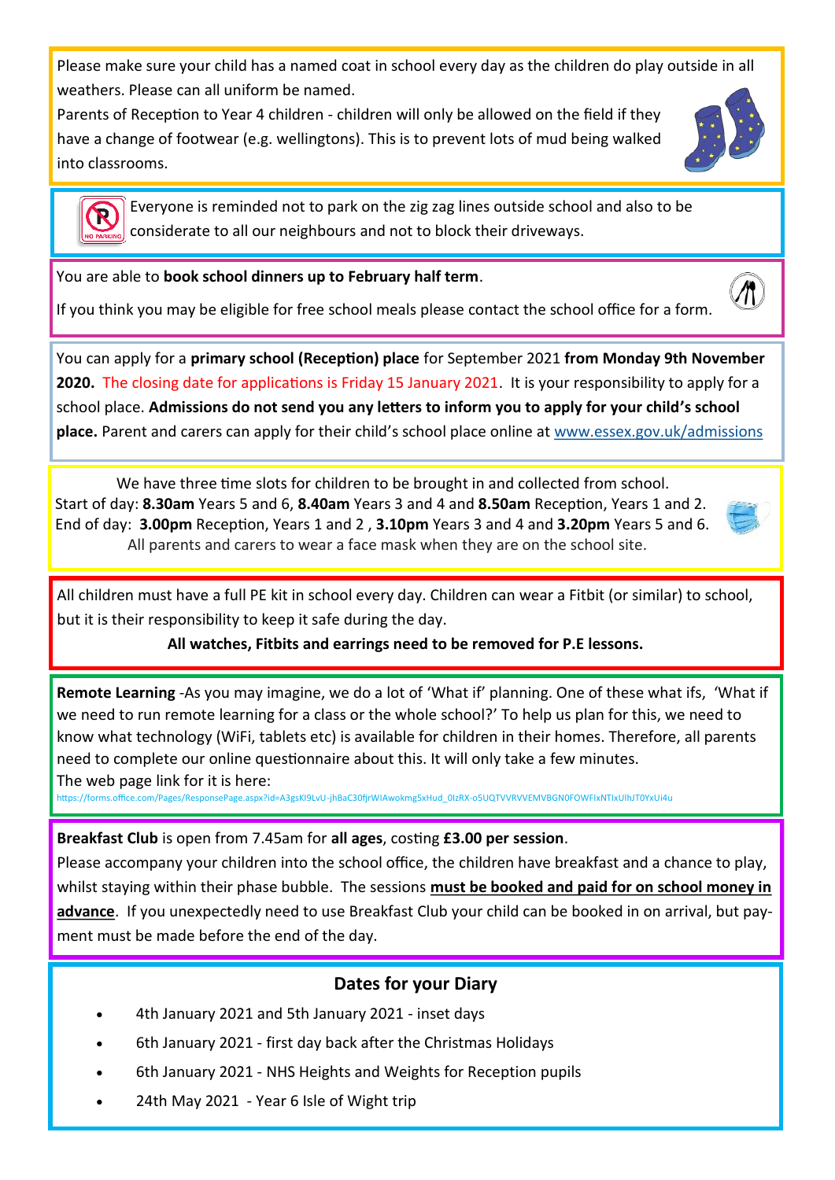Please make sure your child has a named coat in school every day as the children do play outside in all weathers. Please can all uniform be named.

Parents of Reception to Year 4 children - children will only be allowed on the field if they have a change of footwear (e.g. wellingtons). This is to prevent lots of mud being walked into classrooms.

Everyone is reminded not to park on the zig zag lines outside school and also to be considerate to all our neighbours and not to block their driveways.

You are able to **book school dinners up to February half term**.

If you think you may be eligible for free school meals please contact the school office for a form.

You can apply for a **primary school (Reception) place** for September 2021 **from Monday 9th November 2020.** The closing date for applications is Friday 15 January 2021. It is your responsibility to apply for a school place. **Admissions do not send you any letters to inform you to apply for your child's school place.** Parent and carers can apply for their child's school place online at www.essex.gov.uk/admissions

We have three time slots for children to be brought in and collected from school.
Start of day: **8.30am** Years 5 and 6, **8.40am** Years 3 and 4 and **8.50am** Reception, Years 1 and 2.
End of day: **3.00pm** Reception, Years 1 and 2 , **3.10pm** Years 3 and 4 and **3.20pm** Years 5 and 6.
All parents and carers to wear a face mask when they are on the school site.

All children must have a full PE kit in school every day. Children can wear a Fitbit (or similar) to school, but it is their responsibility to keep it safe during the day.

**All watches, Fitbits and earrings need to be removed for P.E lessons.**

**Remote Learning** -As you may imagine, we do a lot of 'What if' planning. One of these what ifs, 'What if we need to run remote learning for a class or the whole school?' To help us plan for this, we need to know what technology (WiFi, tablets etc) is available for children in their homes. Therefore, all parents need to complete our online questionnaire about this. It will only take a few minutes.
The web page link for it is here:
https://forms.office.com/Pages/ResponsePage.aspx?id=A3gsKl9LvU-jhBaC30fjrWIAwokmg5xHud_0IzRX-o5UQTVVRVVEMVBGN0FOWFIxNTIxUlhJT0YxUi4u

**Breakfast Club** is open from 7.45am for **all ages**, costing **£3.00 per session**.
Please accompany your children into the school office, the children have breakfast and a chance to play, whilst staying within their phase bubble. The sessions **must be booked and paid for on school money in advance**. If you unexpectedly need to use Breakfast Club your child can be booked in on arrival, but payment must be made before the end of the day.

## Dates for your Diary

- 4th January 2021 and 5th January 2021 - inset days
- 6th January 2021 - first day back after the Christmas Holidays
- 6th January 2021 - NHS Heights and Weights for Reception pupils
- 24th May 2021 - Year 6 Isle of Wight trip